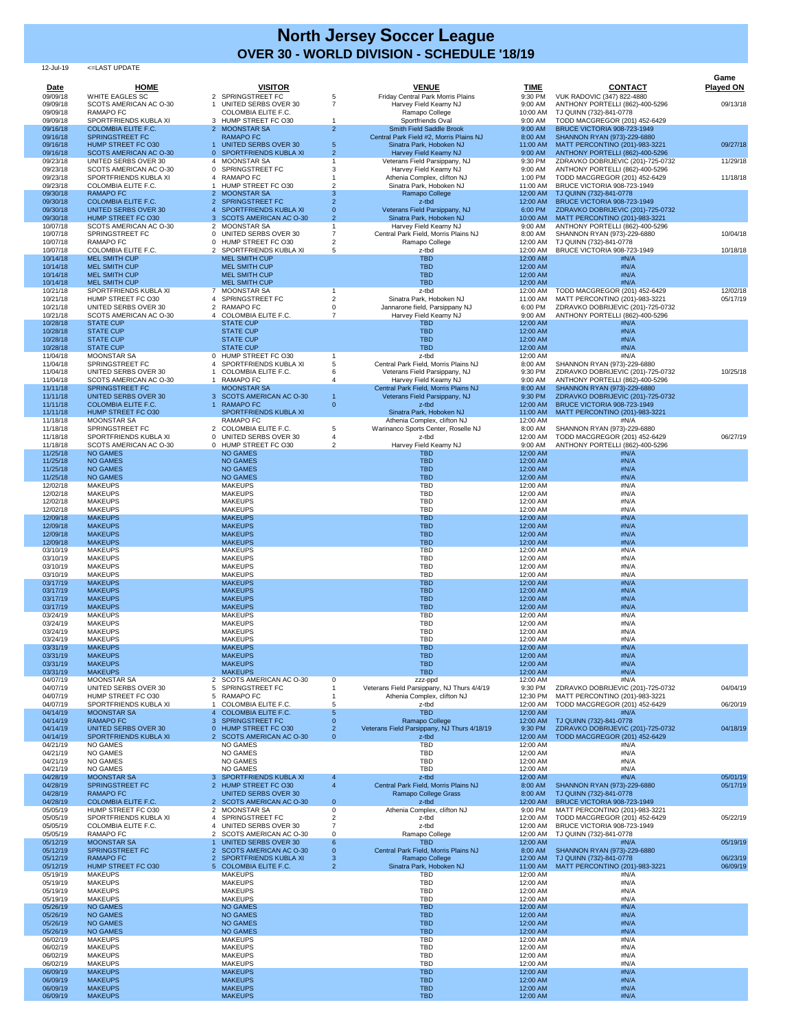# North Jersey Soccer League

## OVER 30 - WORLD DIVISION - SCHEDULE '18/19

12-Jul-19 <=LAST UPDATE

| Date | HOME | | VISITOR | | VENUE | TIME | CONTACT | Game Played ON |
|---|---|---|---|---|---|---|---|---|
| 09/09/18 | WHITE EAGLES SC | 2 | SPRINGSTREET FC | 5 | Friday Central Park Morris Plains | 9:30 PM | VUK RADOVIC (347) 822-4880 | |
| 09/09/18 | SCOTS AMERICAN AC O-30 | 1 | UNITED SERBS OVER 30 | 7 | Harvey Field Kearny NJ | 9:00 AM | ANTHONY PORTELLI (862)-400-5296 | 09/13/18 |
| 09/09/18 | RAMAPO FC | | COLOMBIA ELITE F.C. | | Ramapo College | 10:00 AM | TJ QUINN (732)-841-0778 | |
| 09/09/18 | SPORTFRIENDS KUBLA XI | 3 | HUMP STREET FC O30 | 1 | Sportfriends Oval | 9:00 AM | TODD MACGREGOR (201) 452-6429 | |
| 09/16/18 | COLOMBIA ELITE F.C. | 2 | MOONSTAR SA | 2 | Smith Field Saddle Brook | 9:00 AM | BRUCE VICTORIA 908-723-1949 | |
| 09/16/18 | SPRINGSTREET FC | | RAMAPO FC | | Central Park Field #2, Morris Plains NJ | 8:00 AM | SHANNON RYAN (973)-229-6880 | |
| 09/16/18 | HUMP STREET FC O30 | 1 | UNITED SERBS OVER 30 | 5 | Sinatra Park, Hoboken NJ | 11:00 AM | MATT PERCONTINO (201)-983-3221 | 09/27/18 |
| 09/16/18 | SCOTS AMERICAN AC O-30 | 0 | SPORTFRIENDS KUBLA XI | 2 | Harvey Field Kearny NJ | 9:00 AM | ANTHONY PORTELLI (862)-400-5296 | |
| 09/23/18 | UNITED SERBS OVER 30 | 4 | MOONSTAR SA | 1 | Veterans Field Parsippany, NJ | 9:30 PM | ZDRAVKO DOBRIJEVIC (201)-725-0732 | 11/29/18 |
| 09/23/18 | SCOTS AMERICAN AC O-30 | 0 | SPRINGSTREET FC | 3 | Harvey Field Kearny NJ | 9:00 AM | ANTHONY PORTELLI (862)-400-5296 | |
| 09/23/18 | SPORTFRIENDS KUBLA XI | 4 | RAMAPO FC | 1 | Athenia Complex, clifton NJ | 1:00 PM | TODD MACGREGOR (201) 452-6429 | 11/18/18 |
| 09/23/18 | COLOMBIA ELITE F.C. | 1 | HUMP STREET FC O30 | 2 | Sinatra Park, Hoboken NJ | 11:00 AM | BRUCE VICTORIA 908-723-1949 | |
| 09/30/18 | RAMAPO FC | 2 | MOONSTAR SA | 3 | Ramapo College | 12:00 AM | TJ QUINN (732)-841-0778 | |
| 09/30/18 | COLOMBIA ELITE F.C. | 2 | SPRINGSTREET FC | 2 | z-tbd | 12:00 AM | BRUCE VICTORIA 908-723-1949 | |
| 09/30/18 | UNITED SERBS OVER 30 | 4 | SPORTFRIENDS KUBLA XI | 0 | Veterans Field Parsippany, NJ | 6:00 PM | ZDRAVKO DOBRIJEVIC (201)-725-0732 | |
| 09/30/18 | HUMP STREET FC O30 | 3 | SCOTS AMERICAN AC O-30 | 2 | Sinatra Park, Hoboken NJ | 10:00 AM | MATT PERCONTINO (201)-983-3221 | |
| 10/07/18 | SCOTS AMERICAN AC O-30 | 2 | MOONSTAR SA | 1 | Harvey Field Kearny NJ | 9:00 AM | ANTHONY PORTELLI (862)-400-5296 | |
| 10/07/18 | SPRINGSTREET FC | 0 | UNITED SERBS OVER 30 | 7 | Central Park Field, Morris Plains NJ | 8:00 AM | SHANNON RYAN (973)-229-6880 | 10/04/18 |
| 10/07/18 | RAMAPO FC | 0 | HUMP STREET FC O30 | 2 | Ramapo College | 12:00 AM | TJ QUINN (732)-841-0778 | |
| 10/07/18 | COLOMBIA ELITE F.C. | 2 | SPORTFRIENDS KUBLA XI | 5 | z-tbd | 12:00 AM | BRUCE VICTORIA 908-723-1949 | 10/18/18 |
| 10/14/18 | MEL SMITH CUP | | MEL SMITH CUP | | TBD | 12:00 AM | #N/A | |
| 10/14/18 | MEL SMITH CUP | | MEL SMITH CUP | | TBD | 12:00 AM | #N/A | |
| 10/14/18 | MEL SMITH CUP | | MEL SMITH CUP | | TBD | 12:00 AM | #N/A | |
| 10/14/18 | MEL SMITH CUP | | MEL SMITH CUP | | TBD | 12:00 AM | #N/A | |
| 10/21/18 | SPORTFRIENDS KUBLA XI | 7 | MOONSTAR SA | 1 | z-tbd | 12:00 AM | TODD MACGREGOR (201) 452-6429 | 12/02/18 |
| 10/21/18 | HUMP STREET FC O30 | 4 | SPRINGSTREET FC | 2 | Sinatra Park, Hoboken NJ | 11:00 AM | MATT PERCONTINO (201)-983-3221 | 05/17/19 |
| 10/21/18 | UNITED SERBS OVER 30 | 2 | RAMAPO FC | 0 | Jannarone field, Parsippany NJ | 6:00 PM | ZDRAVKO DOBRIJEVIC (201)-725-0732 | |
| 10/21/18 | SCOTS AMERICAN AC O-30 | 4 | COLOMBIA ELITE F.C. | 7 | Harvey Field Kearny NJ | 9:00 AM | ANTHONY PORTELLI (862)-400-5296 | |
| 10/28/18 | STATE CUP | | STATE CUP | | TBD | 12:00 AM | #N/A | |
| 10/28/18 | STATE CUP | | STATE CUP | | TBD | 12:00 AM | #N/A | |
| 10/28/18 | STATE CUP | | STATE CUP | | TBD | 12:00 AM | #N/A | |
| 10/28/18 | STATE CUP | | STATE CUP | | TBD | 12:00 AM | #N/A | |
| 11/04/18 | MOONSTAR SA | 0 | HUMP STREET FC O30 | 1 | z-tbd | 12:00 AM | #N/A | |
| 11/04/18 | SPRINGSTREET FC | 4 | SPORTFRIENDS KUBLA XI | 5 | Central Park Field, Morris Plains NJ | 8:00 AM | SHANNON RYAN (973)-229-6880 | |
| 11/04/18 | UNITED SERBS OVER 30 | 1 | COLOMBIA ELITE F.C. | 6 | Veterans Field Parsippany, NJ | 9:30 PM | ZDRAVKO DOBRIJEVIC (201)-725-0732 | 10/25/18 |
| 11/04/18 | SCOTS AMERICAN AC O-30 | 1 | RAMAPO FC | 4 | Harvey Field Kearny NJ | 9:00 AM | ANTHONY PORTELLI (862)-400-5296 | |
| 11/11/18 | SPRINGSTREET FC | | MOONSTAR SA | | Central Park Field, Morris Plains NJ | 8:00 AM | SHANNON RYAN (973)-229-6880 | |
| 11/11/18 | UNITED SERBS OVER 30 | 3 | SCOTS AMERICAN AC O-30 | 1 | Veterans Field Parsippany, NJ | 9:30 PM | ZDRAVKO DOBRIJEVIC (201)-725-0732 | |
| 11/11/18 | COLOMBIA ELITE F.C. | 1 | RAMAPO FC | 0 | z-tbd | 12:00 AM | BRUCE VICTORIA 908-723-1949 | |
| 11/11/18 | HUMP STREET FC O30 | | SPORTFRIENDS KUBLA XI | | Sinatra Park, Hoboken NJ | 11:00 AM | MATT PERCONTINO (201)-983-3221 | |
| 11/18/18 | MOONSTAR SA | | RAMAPO FC | | Athenia Complex, clifton NJ | 12:00 AM | #N/A | |
| 11/18/18 | SPRINGSTREET FC | 2 | COLOMBIA ELITE F.C. | 5 | Warinanco Sports Center, Roselle NJ | 8:00 AM | SHANNON RYAN (973)-229-6880 | |
| 11/18/18 | SPORTFRIENDS KUBLA XI | 0 | UNITED SERBS OVER 30 | 4 | z-tbd | 12:00 AM | TODD MACGREGOR (201) 452-6429 | 06/27/19 |
| 11/18/18 | SCOTS AMERICAN AC O-30 | 0 | HUMP STREET FC O30 | 2 | Harvey Field Kearny NJ | 9:00 AM | ANTHONY PORTELLI (862)-400-5296 | |
| 11/25/18 | NO GAMES | | NO GAMES | | TBD | 12:00 AM | #N/A | |
| 11/25/18 | NO GAMES | | NO GAMES | | TBD | 12:00 AM | #N/A | |
| 11/25/18 | NO GAMES | | NO GAMES | | TBD | 12:00 AM | #N/A | |
| 11/25/18 | NO GAMES | | NO GAMES | | TBD | 12:00 AM | #N/A | |
| 12/02/18 | MAKEUPS | | MAKEUPS | | TBD | 12:00 AM | #N/A | |
| 12/02/18 | MAKEUPS | | MAKEUPS | | TBD | 12:00 AM | #N/A | |
| 12/02/18 | MAKEUPS | | MAKEUPS | | TBD | 12:00 AM | #N/A | |
| 12/02/18 | MAKEUPS | | MAKEUPS | | TBD | 12:00 AM | #N/A | |
| 12/09/18 | MAKEUPS | | MAKEUPS | | TBD | 12:00 AM | #N/A | |
| 12/09/18 | MAKEUPS | | MAKEUPS | | TBD | 12:00 AM | #N/A | |
| 12/09/18 | MAKEUPS | | MAKEUPS | | TBD | 12:00 AM | #N/A | |
| 12/09/18 | MAKEUPS | | MAKEUPS | | TBD | 12:00 AM | #N/A | |
| 03/10/19 | MAKEUPS | | MAKEUPS | | TBD | 12:00 AM | #N/A | |
| 03/10/19 | MAKEUPS | | MAKEUPS | | TBD | 12:00 AM | #N/A | |
| 03/10/19 | MAKEUPS | | MAKEUPS | | TBD | 12:00 AM | #N/A | |
| 03/10/19 | MAKEUPS | | MAKEUPS | | TBD | 12:00 AM | #N/A | |
| 03/17/19 | MAKEUPS | | MAKEUPS | | TBD | 12:00 AM | #N/A | |
| 03/17/19 | MAKEUPS | | MAKEUPS | | TBD | 12:00 AM | #N/A | |
| 03/17/19 | MAKEUPS | | MAKEUPS | | TBD | 12:00 AM | #N/A | |
| 03/17/19 | MAKEUPS | | MAKEUPS | | TBD | 12:00 AM | #N/A | |
| 03/24/19 | MAKEUPS | | MAKEUPS | | TBD | 12:00 AM | #N/A | |
| 03/24/19 | MAKEUPS | | MAKEUPS | | TBD | 12:00 AM | #N/A | |
| 03/24/19 | MAKEUPS | | MAKEUPS | | TBD | 12:00 AM | #N/A | |
| 03/24/19 | MAKEUPS | | MAKEUPS | | TBD | 12:00 AM | #N/A | |
| 03/31/19 | MAKEUPS | | MAKEUPS | | TBD | 12:00 AM | #N/A | |
| 03/31/19 | MAKEUPS | | MAKEUPS | | TBD | 12:00 AM | #N/A | |
| 03/31/19 | MAKEUPS | | MAKEUPS | | TBD | 12:00 AM | #N/A | |
| 03/31/19 | MAKEUPS | | MAKEUPS | | TBD | 12:00 AM | #N/A | |
| 04/07/19 | MOONSTAR SA | 2 | SCOTS AMERICAN AC O-30 | 0 | zzz-ppd | 12:00 AM | #N/A | |
| 04/07/19 | UNITED SERBS OVER 30 | 5 | SPRINGSTREET FC | 1 | Veterans Field Parsippany, NJ Thurs 4/4/19 | 9:30 PM | ZDRAVKO DOBRIJEVIC (201)-725-0732 | 04/04/19 |
| 04/07/19 | HUMP STREET FC O30 | 5 | RAMAPO FC | 1 | Athenia Complex, clifton NJ | 12:30 PM | MATT PERCONTINO (201)-983-3221 | |
| 04/07/19 | SPORTFRIENDS KUBLA XI | 1 | COLOMBIA ELITE F.C. | 5 | z-tbd | 12:00 AM | TODD MACGREGOR (201) 452-6429 | 06/20/19 |
| 04/14/19 | MOONSTAR SA | 4 | COLOMBIA ELITE F.C. | 5 | TBD | 12:00 AM | #N/A | |
| 04/14/19 | RAMAPO FC | 3 | SPRINGSTREET FC | 0 | Ramapo College | 12:00 AM | TJ QUINN (732)-841-0778 | |
| 04/14/19 | UNITED SERBS OVER 30 | 0 | HUMP STREET FC O30 | 2 | Veterans Field Parsippany, NJ Thurs 4/18/19 | 9:30 PM | ZDRAVKO DOBRIJEVIC (201)-725-0732 | 04/18/19 |
| 04/14/19 | SPORTFRIENDS KUBLA XI | 2 | SCOTS AMERICAN AC O-30 | 0 | z-tbd | 12:00 AM | TODD MACGREGOR (201) 452-6429 | |
| 04/21/19 | NO GAMES | | NO GAMES | | TBD | 12:00 AM | #N/A | |
| 04/21/19 | NO GAMES | | NO GAMES | | TBD | 12:00 AM | #N/A | |
| 04/21/19 | NO GAMES | | NO GAMES | | TBD | 12:00 AM | #N/A | |
| 04/21/19 | NO GAMES | | NO GAMES | | TBD | 12:00 AM | #N/A | |
| 04/28/19 | MOONSTAR SA | 3 | SPORTFRIENDS KUBLA XI | 4 | z-tbd | 12:00 AM | #N/A | 05/01/19 |
| 04/28/19 | SPRINGSTREET FC | 2 | HUMP STREET FC O30 | 4 | Central Park Field, Morris Plains NJ | 8:00 AM | SHANNON RYAN (973)-229-6880 | 05/17/19 |
| 04/28/19 | RAMAPO FC | | UNITED SERBS OVER 30 | | Ramapo College Grass | 8:00 AM | TJ QUINN (732)-841-0778 | |
| 04/28/19 | COLOMBIA ELITE F.C. | 2 | SCOTS AMERICAN AC O-30 | 0 | z-tbd | 12:00 AM | BRUCE VICTORIA 908-723-1949 | |
| 05/05/19 | HUMP STREET FC O30 | 2 | MOONSTAR SA | 0 | Athenia Complex, clifton NJ | 9:00 PM | MATT PERCONTINO (201)-983-3221 | |
| 05/05/19 | SPORTFRIENDS KUBLA XI | 4 | SPRINGSTREET FC | 2 | z-tbd | 12:00 AM | TODD MACGREGOR (201) 452-6429 | 05/22/19 |
| 05/05/19 | COLOMBIA ELITE F.C. | 4 | UNITED SERBS OVER 30 | 7 | z-tbd | 12:00 AM | BRUCE VICTORIA 908-723-1949 | |
| 05/05/19 | RAMAPO FC | 2 | SCOTS AMERICAN AC O-30 | 0 | Ramapo College | 12:00 AM | TJ QUINN (732)-841-0778 | |
| 05/12/19 | MOONSTAR SA | 1 | UNITED SERBS OVER 30 | 6 | TBD | 12:00 AM | #N/A | 05/19/19 |
| 05/12/19 | SPRINGSTREET FC | 2 | SCOTS AMERICAN AC O-30 | 0 | Central Park Field, Morris Plains NJ | 8:00 AM | SHANNON RYAN (973)-229-6880 | |
| 05/12/19 | RAMAPO FC | 2 | SPORTFRIENDS KUBLA XI | 3 | Ramapo College | 12:00 AM | TJ QUINN (732)-841-0778 | 06/23/19 |
| 05/12/19 | HUMP STREET FC O30 | 5 | COLOMBIA ELITE F.C. | 2 | Sinatra Park, Hoboken NJ | 11:00 AM | MATT PERCONTINO (201)-983-3221 | 06/09/19 |
| 05/19/19 | MAKEUPS | | MAKEUPS | | TBD | 12:00 AM | #N/A | |
| 05/19/19 | MAKEUPS | | MAKEUPS | | TBD | 12:00 AM | #N/A | |
| 05/19/19 | MAKEUPS | | MAKEUPS | | TBD | 12:00 AM | #N/A | |
| 05/19/19 | MAKEUPS | | MAKEUPS | | TBD | 12:00 AM | #N/A | |
| 05/26/19 | NO GAMES | | NO GAMES | | TBD | 12:00 AM | #N/A | |
| 05/26/19 | NO GAMES | | NO GAMES | | TBD | 12:00 AM | #N/A | |
| 05/26/19 | NO GAMES | | NO GAMES | | TBD | 12:00 AM | #N/A | |
| 05/26/19 | NO GAMES | | NO GAMES | | TBD | 12:00 AM | #N/A | |
| 06/02/19 | MAKEUPS | | MAKEUPS | | TBD | 12:00 AM | #N/A | |
| 06/02/19 | MAKEUPS | | MAKEUPS | | TBD | 12:00 AM | #N/A | |
| 06/02/19 | MAKEUPS | | MAKEUPS | | TBD | 12:00 AM | #N/A | |
| 06/02/19 | MAKEUPS | | MAKEUPS | | TBD | 12:00 AM | #N/A | |
| 06/09/19 | MAKEUPS | | MAKEUPS | | TBD | 12:00 AM | #N/A | |
| 06/09/19 | MAKEUPS | | MAKEUPS | | TBD | 12:00 AM | #N/A | |
| 06/09/19 | MAKEUPS | | MAKEUPS | | TBD | 12:00 AM | #N/A | |
| 06/09/19 | MAKEUPS | | MAKEUPS | | TBD | 12:00 AM | #N/A | |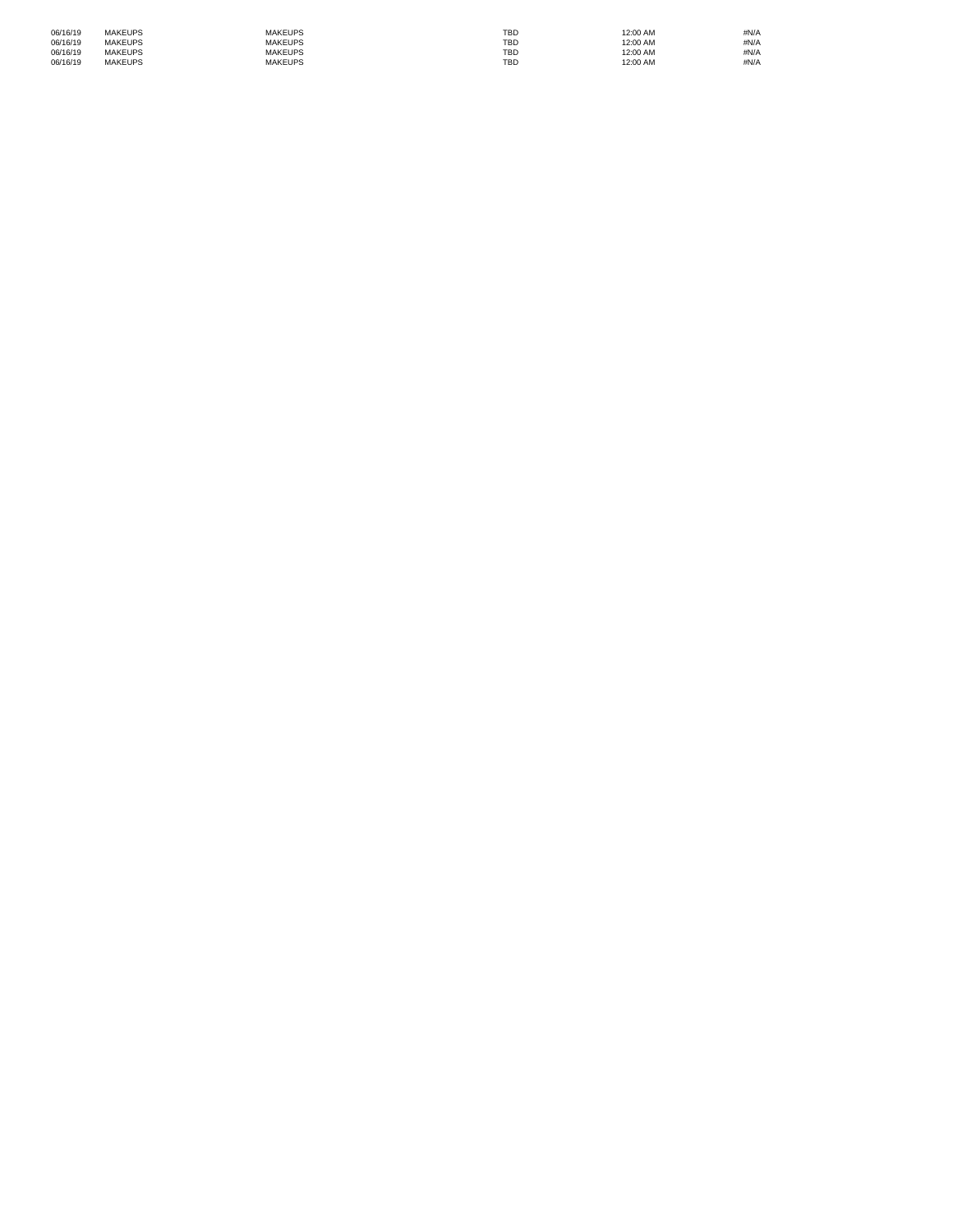| | | | | | |
|---|---|---|---|---|---|
| 06/16/19 | MAKEUPS | MAKEUPS | TBD | 12:00 AM | #N/A |
| 06/16/19 | MAKEUPS | MAKEUPS | TBD | 12:00 AM | #N/A |
| 06/16/19 | MAKEUPS | MAKEUPS | TBD | 12:00 AM | #N/A |
| 06/16/19 | MAKEUPS | MAKEUPS | TBD | 12:00 AM | #N/A |